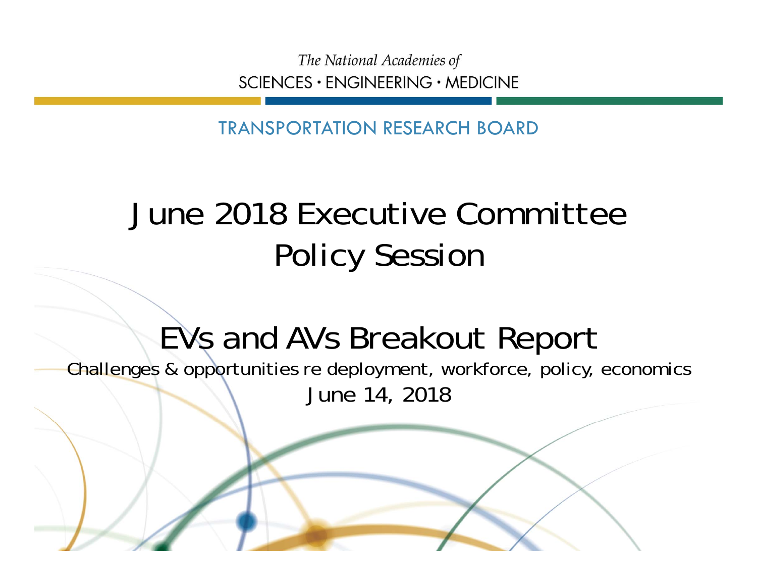*The National Academies of*
SCIENCES · ENGINEERING · MEDICINE

TRANSPORTATION RESEARCH BOARD

# June 2018 Executive Committee Policy Session

## EVs and AVs Breakout Report

Challenges & opportunities re deployment, workforce, policy, economics

June 14, 2018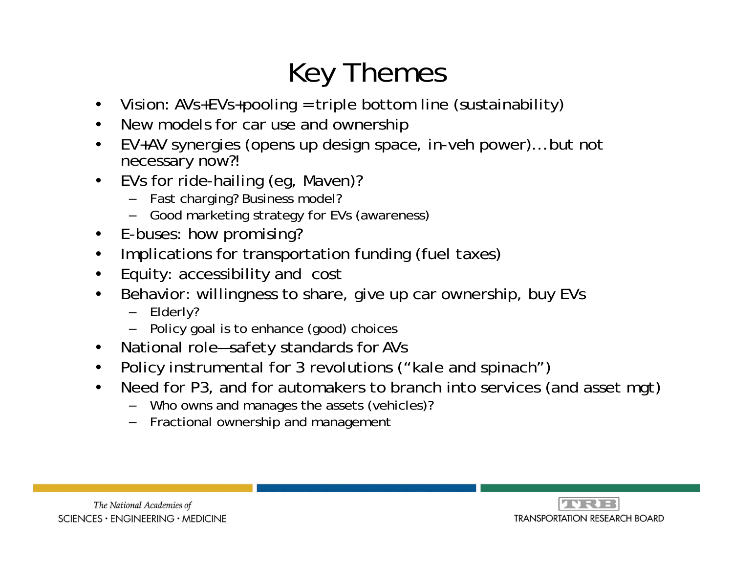# Key Themes

- Vision: AVs+EVs+pooling = triple bottom line (sustainability)
- New models for car use and ownership
- EV+AV synergies (opens up design space, in-veh power)…but not necessary now?!
- EVs for ride-hailing (eg, Maven)?
  - Fast charging? Business model?
  - Good marketing strategy for EVs (awareness)
- E-buses: how promising?
- Implications for transportation funding (fuel taxes)
- Equity: accessibility and cost
- Behavior: willingness to share, give up car ownership, buy EVs
  - Elderly?
  - Policy goal is to enhance (good) choices
- National role—safety standards for AVs
- Policy instrumental for 3 revolutions ("kale and spinach")
- Need for P3, and for automakers to branch into services (and asset mgt)
  - Who owns and manages the assets (vehicles)?
  - Fractional ownership and management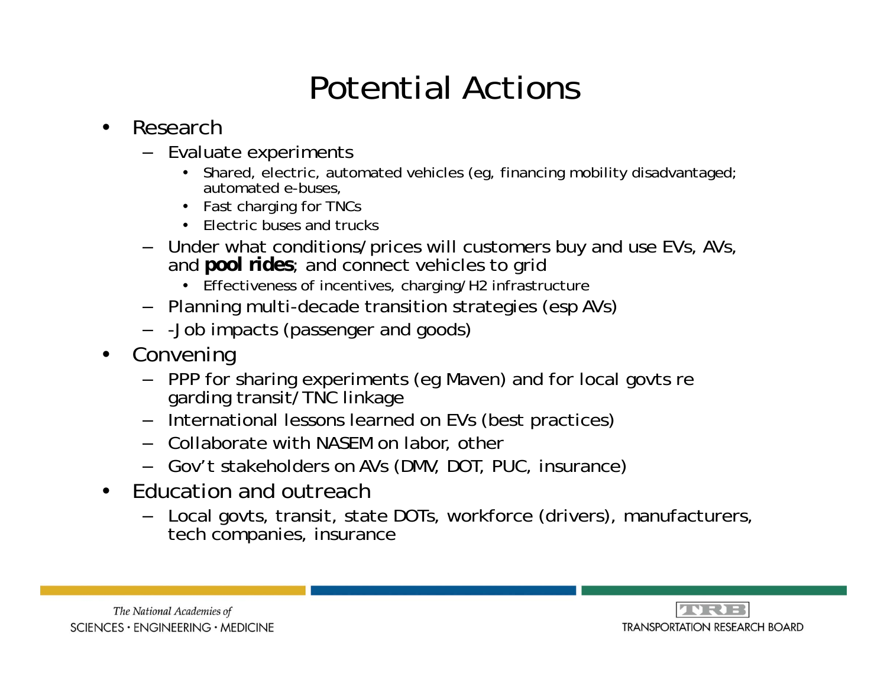# Potential Actions

- Research
  - Evaluate experiments
    - Shared, electric, automated vehicles (eg, financing mobility disadvantaged; automated e-buses,
    - Fast charging for TNCs
    - Electric buses and trucks
  - Under what conditions/prices will customers buy and use EVs, AVs, and **pool rides**; and connect vehicles to grid
    - Effectiveness of incentives, charging/H2 infrastructure
  - Planning multi-decade transition strategies (esp AVs)
  - -Job impacts (passenger and goods)
- Convening
  - PPP for sharing experiments (eg Maven) and for local govts re garding transit/TNC linkage
  - International lessons learned on EVs (best practices)
  - Collaborate with NASEM on labor, other
  - Gov't stakeholders on AVs (DMV, DOT, PUC, insurance)
- Education and outreach
  - Local govts, transit, state DOTs, workforce (drivers), manufacturers, tech companies, insurance